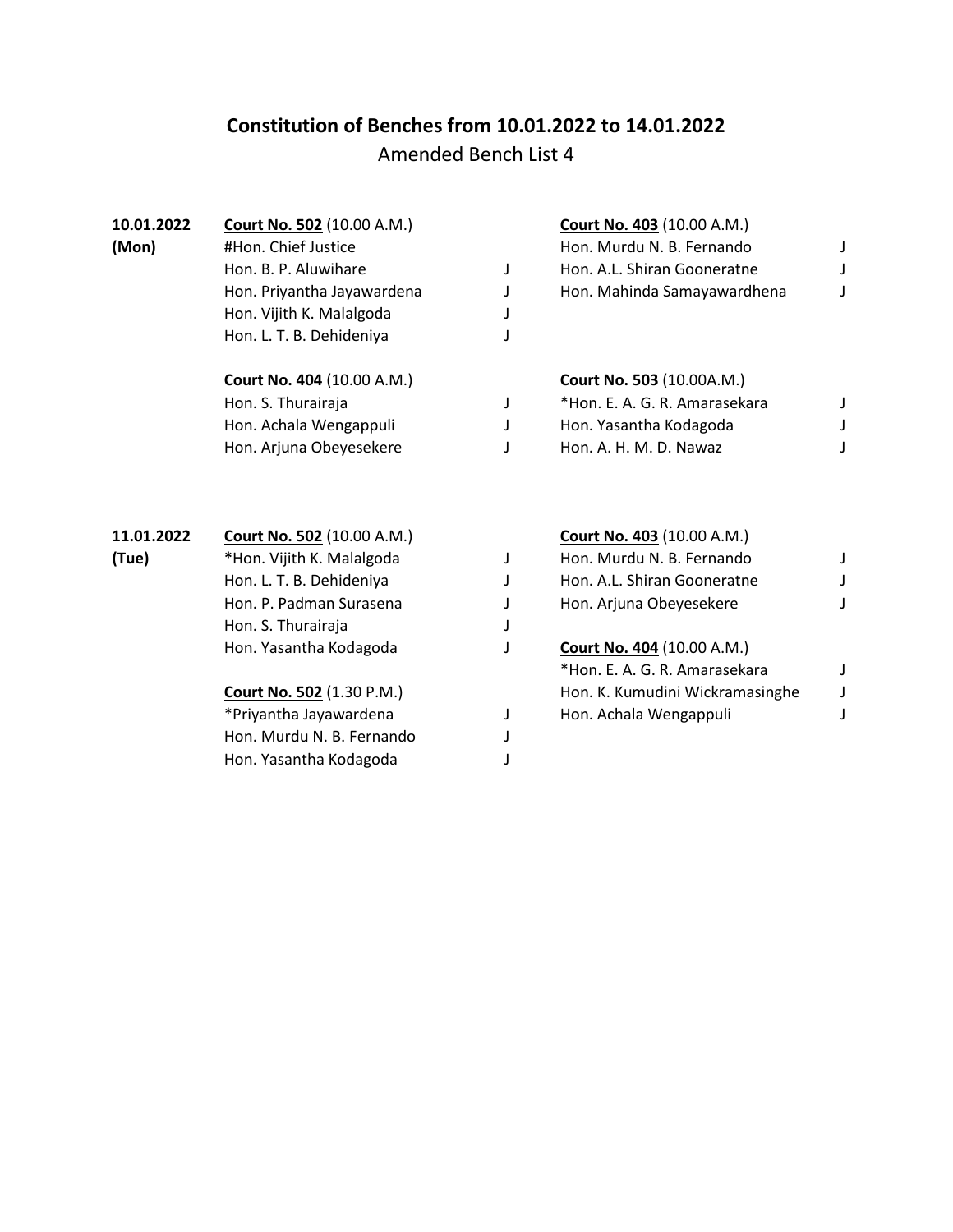## Constitution of Benches from 10.01.2022 to 14.01.2022

Amended Bench List 4

**10.01.2022 (Mon)**

**Court No. 502** (10.00 A.M.)

| | |
|---|---|
| #Hon. Chief Justice | |
| Hon. B. P. Aluwihare | J |
| Hon. Priyantha Jayawardena | J |
| Hon. Vijith K. Malalgoda | J |
| Hon. L. T. B. Dehideniya | J |

**Court No. 403** (10.00 A.M.)

| | |
|---|---|
| Hon. Murdu N. B. Fernando | J |
| Hon. A.L. Shiran Gooneratne | J |
| Hon. Mahinda Samayawardhena | J |

**Court No. 404** (10.00 A.M.)

| | |
|---|---|
| Hon. S. Thurairaja | J |
| Hon. Achala Wengappuli | J |
| Hon. Arjuna Obeyesekere | J |

**Court No. 503** (10.00A.M.)

| | |
|---|---|
| *Hon. E. A. G. R. Amarasekara | J |
| Hon. Yasantha Kodagoda | J |
| Hon. A. H. M. D. Nawaz | J |

**11.01.2022 (Tue)**

**Court No. 502** (10.00 A.M.)

| | |
|---|---|
| **\***Hon. Vijith K. Malalgoda | J |
| Hon. L. T. B. Dehideniya | J |
| Hon. P. Padman Surasena | J |
| Hon. S. Thurairaja | J |
| Hon. Yasantha Kodagoda | J |

**Court No. 502** (1.30 P.M.)

| | |
|---|---|
| *Priyantha Jayawardena | J |
| Hon. Murdu N. B. Fernando | J |
| Hon. Yasantha Kodagoda | J |

**Court No. 403** (10.00 A.M.)

| | |
|---|---|
| Hon. Murdu N. B. Fernando | J |
| Hon. A.L. Shiran Gooneratne | J |
| Hon. Arjuna Obeyesekere | J |

**Court No. 404** (10.00 A.M.)

| | |
|---|---|
| *Hon. E. A. G. R. Amarasekara | J |
| Hon. K. Kumudini Wickramasinghe | J |
| Hon. Achala Wengappuli | J |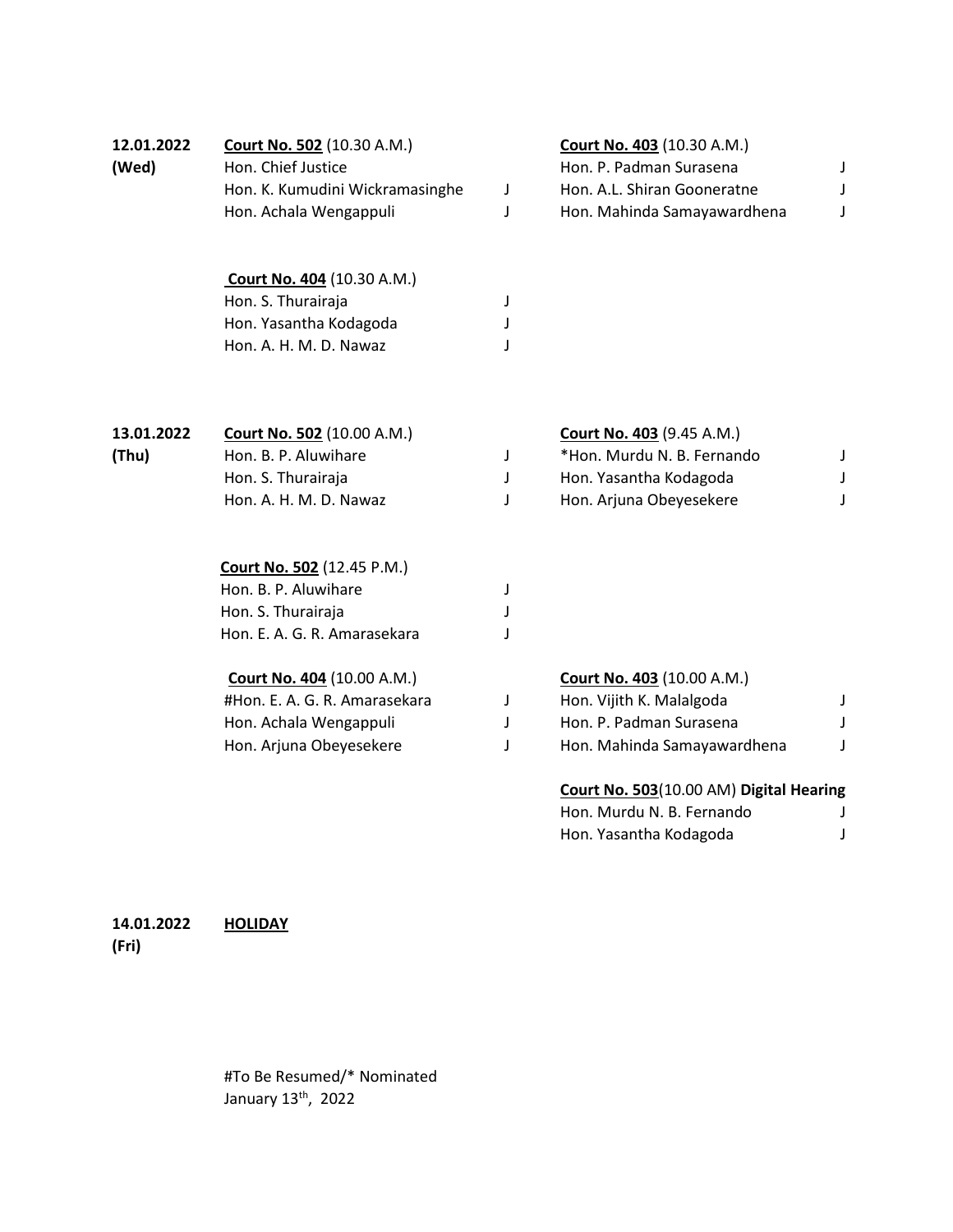**12.01.2022 (Wed)**

**Court No. 502** (10.30 A.M.)
Hon. Chief Justice
Hon. K. Kumudini Wickramasinghe J
Hon. Achala Wengappuli J

**Court No. 403** (10.30 A.M.)
Hon. P. Padman Surasena J
Hon. A.L. Shiran Gooneratne J
Hon. Mahinda Samayawardhena J

**Court No. 404** (10.30 A.M.)
Hon. S. Thurairaja J
Hon. Yasantha Kodagoda J
Hon. A. H. M. D. Nawaz J

**13.01.2022 (Thu)**

**Court No. 502** (10.00 A.M.)
Hon. B. P. Aluwihare J
Hon. S. Thurairaja J
Hon. A. H. M. D. Nawaz J

**Court No. 403** (9.45 A.M.)
*Hon. Murdu N. B. Fernando J
Hon. Yasantha Kodagoda J
Hon. Arjuna Obeyesekere J

**Court No. 502** (12.45 P.M.)
Hon. B. P. Aluwihare J
Hon. S. Thurairaja J
Hon. E. A. G. R. Amarasekara J

**Court No. 404** (10.00 A.M.)
#Hon. E. A. G. R. Amarasekara J
Hon. Achala Wengappuli J
Hon. Arjuna Obeyesekere J

**Court No. 403** (10.00 A.M.)
Hon. Vijith K. Malalgoda J
Hon. P. Padman Surasena J
Hon. Mahinda Samayawardhena J

**Court No. 503**(10.00 AM) **Digital Hearing**
Hon. Murdu N. B. Fernando J
Hon. Yasantha Kodagoda J

**14.01.2022 (Fri)** **HOLIDAY**

#To Be Resumed/* Nominated
January 13th, 2022